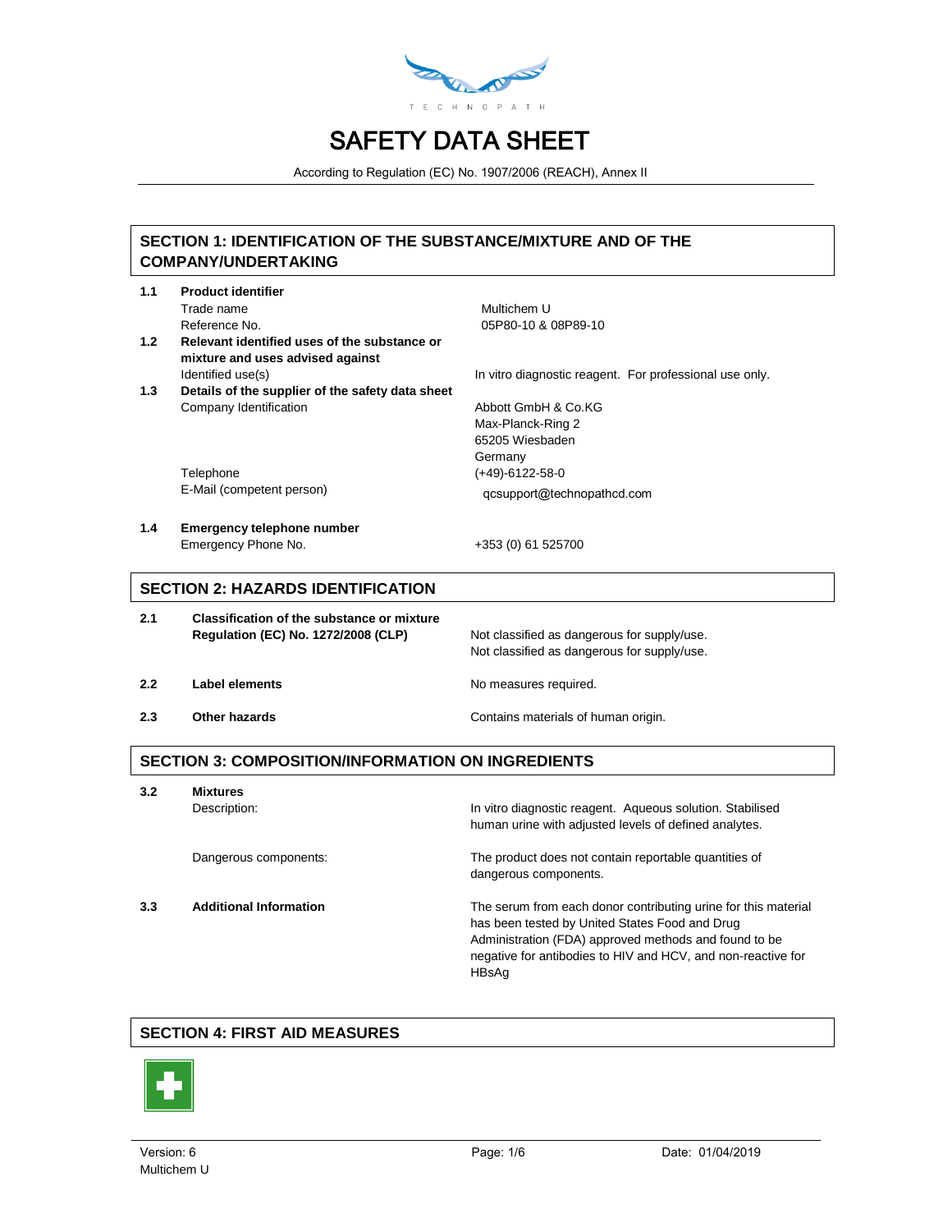TECHNOPATH

# SAFETY DATA SHEET

According to Regulation (EC) No. 1907/2006 (REACH), Annex II

## SECTION 1: IDENTIFICATION OF THE SUBSTANCE/MIXTURE AND OF THE COMPANY/UNDERTAKING

**1.1 Product identifier**

Trade name: Multichem U

Reference No.: 05P80-10 & 08P89-10

**1.2 Relevant identified uses of the substance or mixture and uses advised against**

Identified use(s): In vitro diagnostic reagent. For professional use only.

**1.3 Details of the supplier of the safety data sheet**

Company Identification:
Abbott GmbH & Co.KG
Max-Planck-Ring 2
65205 Wiesbaden
Germany

Telephone: (+49)-6122-58-0

E-Mail (competent person): qcsupport@technopathcd.com

**1.4 Emergency telephone number**

Emergency Phone No.: +353 (0) 61 525700

## SECTION 2: HAZARDS IDENTIFICATION

**2.1 Classification of the substance or mixture**
**Regulation (EC) No. 1272/2008 (CLP)**

Not classified as dangerous for supply/use.
Not classified as dangerous for supply/use.

**2.2 Label elements**: No measures required.

**2.3 Other hazards**: Contains materials of human origin.

## SECTION 3: COMPOSITION/INFORMATION ON INGREDIENTS

**3.2 Mixtures**

Description: In vitro diagnostic reagent. Aqueous solution. Stabilised human urine with adjusted levels of defined analytes.

Dangerous components: The product does not contain reportable quantities of dangerous components.

**3.3 Additional Information**

The serum from each donor contributing urine for this material has been tested by United States Food and Drug Administration (FDA) approved methods and found to be negative for antibodies to HIV and HCV, and non-reactive for HBsAg

## SECTION 4: FIRST AID MEASURES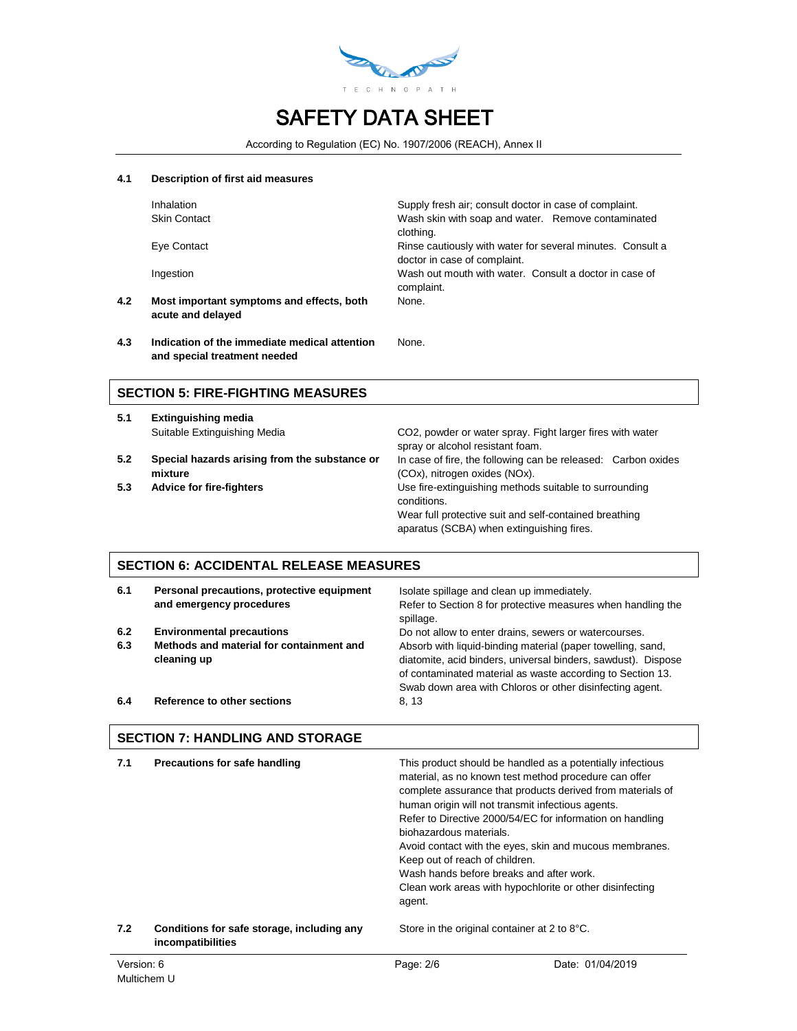| | | |
|---|---|---|
| **4.1** | **Description of first aid measures** | |
| | Inhalation | Supply fresh air; consult doctor in case of complaint. |
| | Skin Contact | Wash skin with soap and water. Remove contaminated clothing. |
| | Eye Contact | Rinse cautiously with water for several minutes. Consult a doctor in case of complaint. |
| | Ingestion | Wash out mouth with water. Consult a doctor in case of complaint. |
| **4.2** | **Most important symptoms and effects, both acute and delayed** | None. |
| **4.3** | **Indication of the immediate medical attention and special treatment needed** | None. |

## SECTION 5: FIRE-FIGHTING MEASURES

| | | |
|---|---|---|
| **5.1** | **Extinguishing media** | |
| | Suitable Extinguishing Media | $CO_2$, powder or water spray. Fight larger fires with water spray or alcohol resistant foam. |
| **5.2** | **Special hazards arising from the substance or mixture** | In case of fire, the following can be released: Carbon oxides ($CO_x$), nitrogen oxides ($NO_x$). |
| **5.3** | **Advice for fire-fighters** | Use fire-extinguishing methods suitable to surrounding conditions.<br>Wear full protective suit and self-contained breathing aparatus (SCBA) when extinguishing fires. |

## SECTION 6: ACCIDENTAL RELEASE MEASURES

| | | |
|---|---|---|
| **6.1** | **Personal precautions, protective equipment and emergency procedures** | Isolate spillage and clean up immediately.<br>Refer to Section 8 for protective measures when handling the spillage. |
| **6.2** | **Environmental precautions** | Do not allow to enter drains, sewers or watercourses. |
| **6.3** | **Methods and material for containment and cleaning up** | Absorb with liquid-binding material (paper towelling, sand, diatomite, acid binders, universal binders, sawdust). Dispose of contaminated material as waste according to Section 13.<br>Swab down area with Chloros or other disinfecting agent. |
| **6.4** | **Reference to other sections** | 8, 13 |

## SECTION 7: HANDLING AND STORAGE

| | | |
|---|---|---|
| **7.1** | **Precautions for safe handling** | This product should be handled as a potentially infectious material, as no known test method procedure can offer complete assurance that products derived from materials of human origin will not transmit infectious agents.<br>Refer to Directive 2000/54/EC for information on handling biohazardous materials.<br>Avoid contact with the eyes, skin and mucous membranes.<br>Keep out of reach of children.<br>Wash hands before breaks and after work.<br>Clean work areas with hypochlorite or other disinfecting agent. |
| **7.2** | **Conditions for safe storage, including any incompatibilities** | Store in the original container at 2 to 8°C. |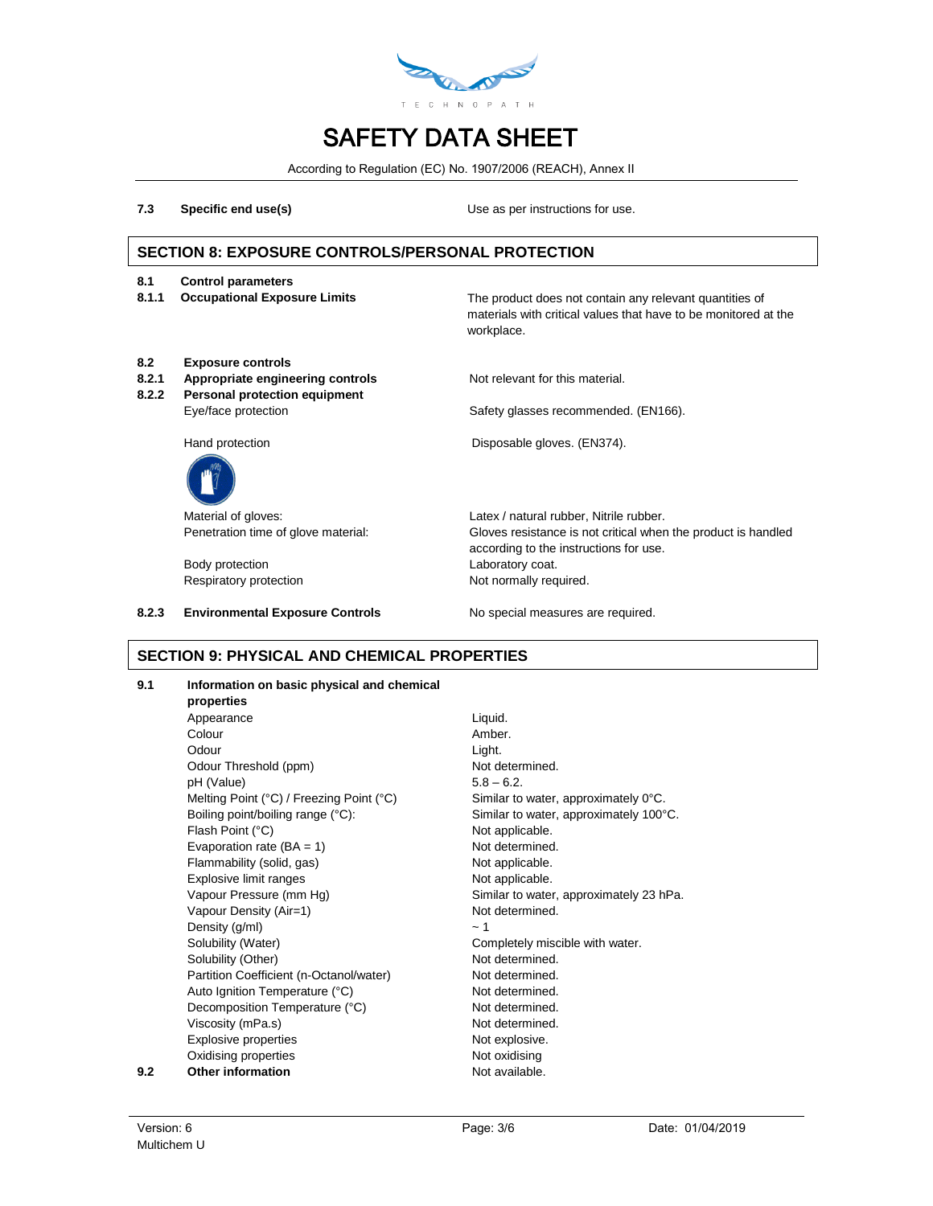| | | |
|---|---|---|
| **7.3** | **Specific end use(s)** | Use as per instructions for use. |

## SECTION 8: EXPOSURE CONTROLS/PERSONAL PROTECTION

| | | |
|---|---|---|
| **8.1** | **Control parameters** | |
| **8.1.1** | **Occupational Exposure Limits** | The product does not contain any relevant quantities of materials with critical values that have to be monitored at the workplace. |
| **8.2** | **Exposure controls** | |
| **8.2.1** | **Appropriate engineering controls** | Not relevant for this material. |
| **8.2.2** | **Personal protection equipment** | |
| | Eye/face protection | Safety glasses recommended. (EN166). |
| | Hand protection | Disposable gloves. (EN374). |
| | Material of gloves: | Latex / natural rubber, Nitrile rubber. |
| | Penetration time of glove material: | Gloves resistance is not critical when the product is handled according to the instructions for use. |
| | Body protection | Laboratory coat. |
| | Respiratory protection | Not normally required. |
| **8.2.3** | **Environmental Exposure Controls** | No special measures are required. |

## SECTION 9: PHYSICAL AND CHEMICAL PROPERTIES

| | | |
|---|---|---|
| **9.1** | **Information on basic physical and chemical properties** | |
| | Appearance | Liquid. |
| | Colour | Amber. |
| | Odour | Light. |
| | Odour Threshold (ppm) | Not determined. |
| | pH (Value) | 5.8 – 6.2. |
| | Melting Point (°C) / Freezing Point (°C) | Similar to water, approximately 0°C. |
| | Boiling point/boiling range (°C): | Similar to water, approximately 100°C. |
| | Flash Point (°C) | Not applicable. |
| | Evaporation rate (BA = 1) | Not determined. |
| | Flammability (solid, gas) | Not applicable. |
| | Explosive limit ranges | Not applicable. |
| | Vapour Pressure (mm Hg) | Similar to water, approximately 23 hPa. |
| | Vapour Density (Air=1) | Not determined. |
| | Density (g/ml) | ~ 1 |
| | Solubility (Water) | Completely miscible with water. |
| | Solubility (Other) | Not determined. |
| | Partition Coefficient (n-Octanol/water) | Not determined. |
| | Auto Ignition Temperature (°C) | Not determined. |
| | Decomposition Temperature (°C) | Not determined. |
| | Viscosity (mPa.s) | Not determined. |
| | Explosive properties | Not explosive. |
| | Oxidising properties | Not oxidising |
| **9.2** | **Other information** | Not available. |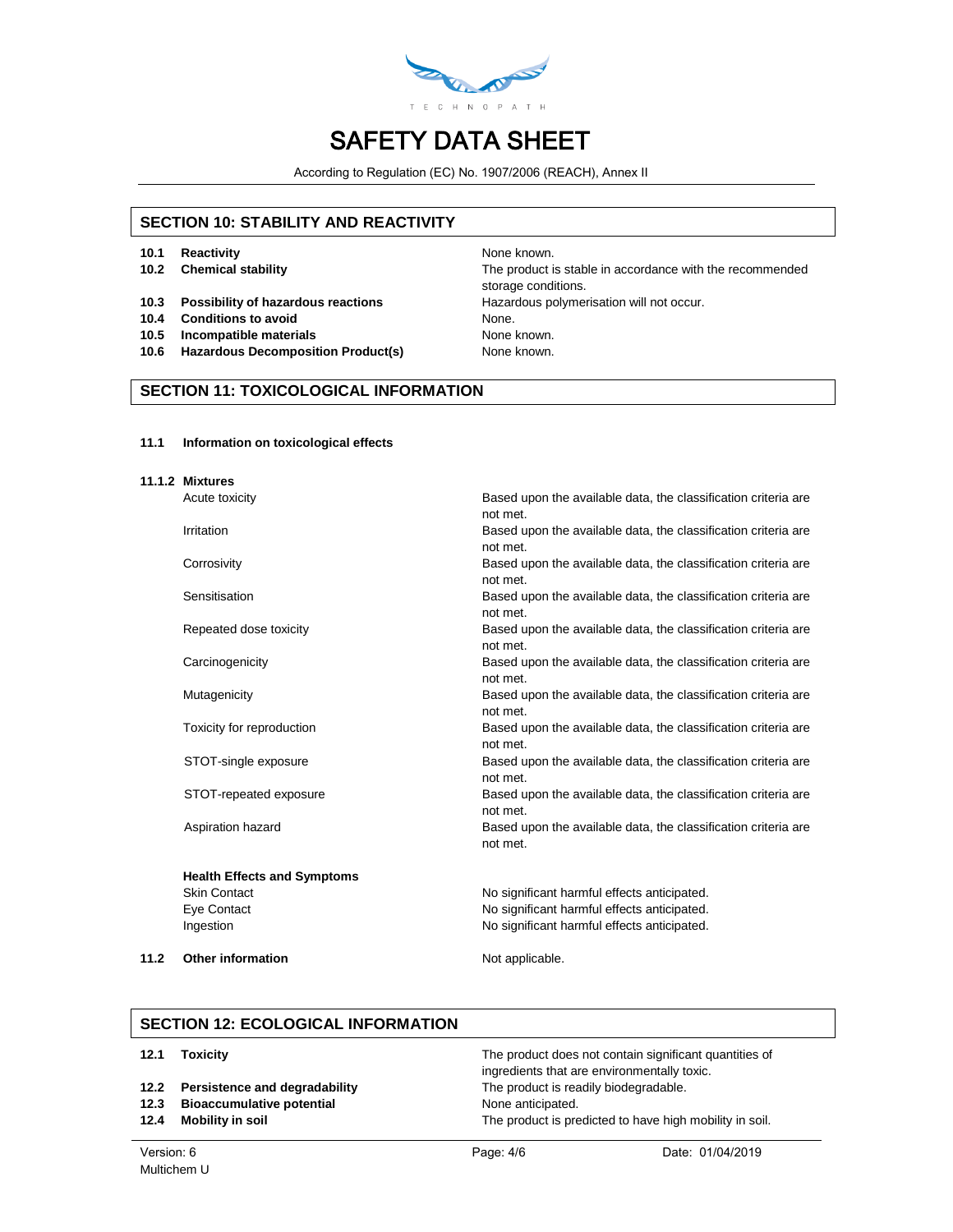# SAFETY DATA SHEET

According to Regulation (EC) No. 1907/2006 (REACH), Annex II

## SECTION 10: STABILITY AND REACTIVITY

| | |
|---|---|
| **10.1 Reactivity** | None known. |
| **10.2 Chemical stability** | The product is stable in accordance with the recommended storage conditions. |
| **10.3 Possibility of hazardous reactions** | Hazardous polymerisation will not occur. |
| **10.4 Conditions to avoid** | None. |
| **10.5 Incompatible materials** | None known. |
| **10.6 Hazardous Decomposition Product(s)** | None known. |

## SECTION 11: TOXICOLOGICAL INFORMATION

**11.1 Information on toxicological effects**

**11.1.2 Mixtures**

| | |
|---|---|
| Acute toxicity | Based upon the available data, the classification criteria are not met. |
| Irritation | Based upon the available data, the classification criteria are not met. |
| Corrosivity | Based upon the available data, the classification criteria are not met. |
| Sensitisation | Based upon the available data, the classification criteria are not met. |
| Repeated dose toxicity | Based upon the available data, the classification criteria are not met. |
| Carcinogenicity | Based upon the available data, the classification criteria are not met. |
| Mutagenicity | Based upon the available data, the classification criteria are not met. |
| Toxicity for reproduction | Based upon the available data, the classification criteria are not met. |
| STOT-single exposure | Based upon the available data, the classification criteria are not met. |
| STOT-repeated exposure | Based upon the available data, the classification criteria are not met. |
| Aspiration hazard | Based upon the available data, the classification criteria are not met. |

**Health Effects and Symptoms**

| | |
|---|---|
| Skin Contact | No significant harmful effects anticipated. |
| Eye Contact | No significant harmful effects anticipated. |
| Ingestion | No significant harmful effects anticipated. |

**11.2 Other information** — Not applicable.

## SECTION 12: ECOLOGICAL INFORMATION

| | |
|---|---|
| **12.1 Toxicity** | The product does not contain significant quantities of ingredients that are environmentally toxic. |
| **12.2 Persistence and degradability** | The product is readily biodegradable. |
| **12.3 Bioaccumulative potential** | None anticipated. |
| **12.4 Mobility in soil** | The product is predicted to have high mobility in soil. |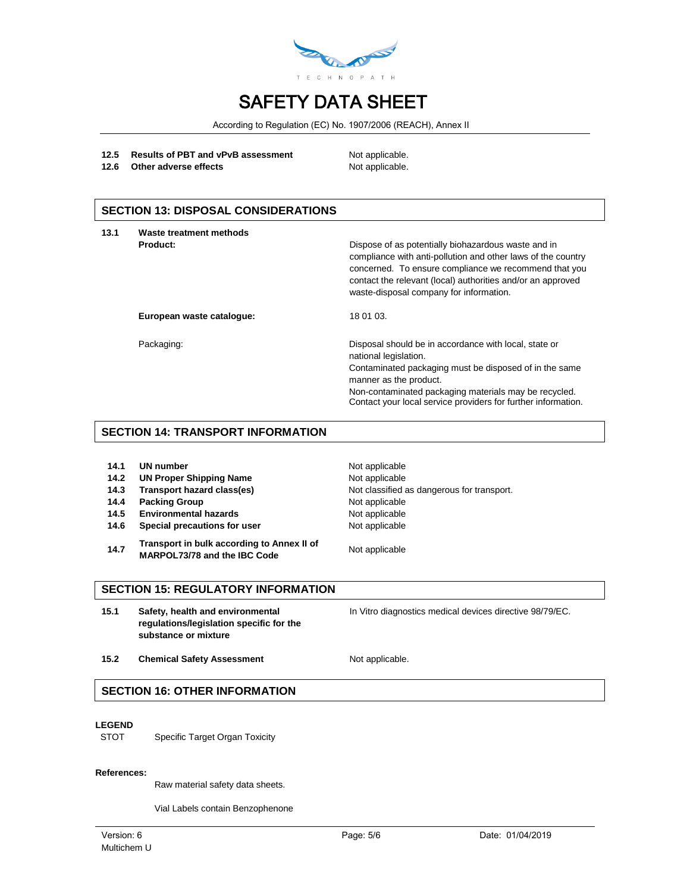| | | |
|---|---|---|
| **12.5** | **Results of PBT and vPvB assessment** | Not applicable. |
| **12.6** | **Other adverse effects** | Not applicable. |

## SECTION 13: DISPOSAL CONSIDERATIONS

**13.1 Waste treatment methods**

**Product:** Dispose of as potentially biohazardous waste and in compliance with anti-pollution and other laws of the country concerned. To ensure compliance we recommend that you contact the relevant (local) authorities and/or an approved waste-disposal company for information.

**European waste catalogue:** 18 01 03.

Packaging: Disposal should be in accordance with local, state or national legislation.
Contaminated packaging must be disposed of in the same manner as the product.
Non-contaminated packaging materials may be recycled.
Contact your local service providers for further information.

## SECTION 14: TRANSPORT INFORMATION

| | | |
|---|---|---|
| **14.1** | **UN number** | Not applicable |
| **14.2** | **UN Proper Shipping Name** | Not applicable |
| **14.3** | **Transport hazard class(es)** | Not classified as dangerous for transport. |
| **14.4** | **Packing Group** | Not applicable |
| **14.5** | **Environmental hazards** | Not applicable |
| **14.6** | **Special precautions for user** | Not applicable |
| **14.7** | **Transport in bulk according to Annex II of MARPOL73/78 and the IBC Code** | Not applicable |

## SECTION 15: REGULATORY INFORMATION

| | | |
|---|---|---|
| **15.1** | **Safety, health and environmental regulations/legislation specific for the substance or mixture** | In Vitro diagnostics medical devices directive 98/79/EC. |
| **15.2** | **Chemical Safety Assessment** | Not applicable. |

## SECTION 16: OTHER INFORMATION

**LEGEND**

STOT Specific Target Organ Toxicity

**References:**

Raw material safety data sheets.

Vial Labels contain Benzophenone

Version: 6
Multichem U

Date: 01/04/2019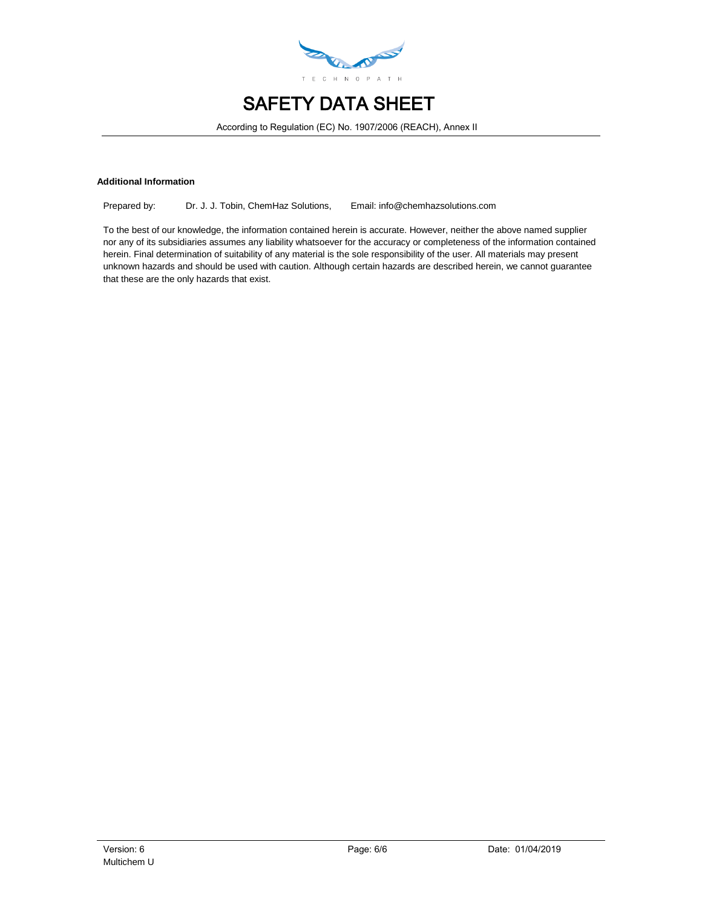#### Additional Information

Prepared by: Dr. J. J. Tobin, ChemHaz Solutions, Email: info@chemhazsolutions.com

To the best of our knowledge, the information contained herein is accurate. However, neither the above named supplier nor any of its subsidiaries assumes any liability whatsoever for the accuracy or completeness of the information contained herein. Final determination of suitability of any material is the sole responsibility of the user. All materials may present unknown hazards and should be used with caution. Although certain hazards are described herein, we cannot guarantee that these are the only hazards that exist.